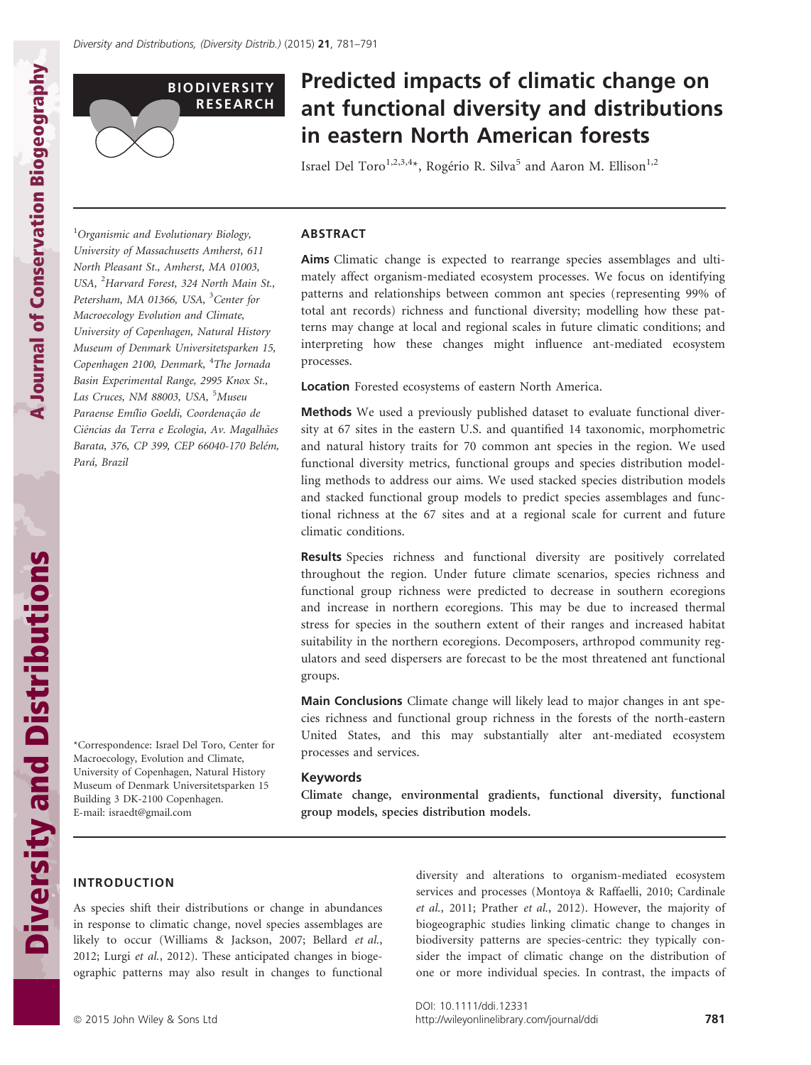BIODIVERSITY RESEARCH

# Predicted impacts of climatic change on ant functional diversity and distributions in eastern North American forests

Israel Del Toro[1,2,3,4]*, Rogério R. Silva[5] and Aaron M. Ellison[1,2]

[1]Organismic and Evolutionary Biology, University of Massachusetts Amherst, 611 North Pleasant St., Amherst, MA 01003, USA, [2]Harvard Forest, 324 North Main St., Petersham, MA 01366, USA, [3]Center for Macroecology Evolution and Climate, University of Copenhagen, Natural History Museum of Denmark Universitetsparken 15, Copenhagen 2100, Denmark, [4]The Jornada Basin Experimental Range, 2995 Knox St., Las Cruces, NM 88003, USA, [5]Museu Paraense Emílio Goeldi, Coordenação de Ciências da Terra e Ecologia, Av. Magalhães Barata, 376, CP 399, CEP 66040-170 Belém, Pará, Brazil

*Correspondence: Israel Del Toro, Center for Macroecology, Evolution and Climate, University of Copenhagen, Natural History Museum of Denmark Universitetsparken 15 Building 3 DK-2100 Copenhagen. E-mail: israedt@gmail.com

## ABSTRACT

**Aims** Climatic change is expected to rearrange species assemblages and ultimately affect organism-mediated ecosystem processes. We focus on identifying patterns and relationships between common ant species (representing 99% of total ant records) richness and functional diversity; modelling how these patterns may change at local and regional scales in future climatic conditions; and interpreting how these changes might influence ant-mediated ecosystem processes.

**Location** Forested ecosystems of eastern North America.

**Methods** We used a previously published dataset to evaluate functional diversity at 67 sites in the eastern U.S. and quantified 14 taxonomic, morphometric and natural history traits for 70 common ant species in the region. We used functional diversity metrics, functional groups and species distribution modelling methods to address our aims. We used stacked species distribution models and stacked functional group models to predict species assemblages and functional richness at the 67 sites and at a regional scale for current and future climatic conditions.

**Results** Species richness and functional diversity are positively correlated throughout the region. Under future climate scenarios, species richness and functional group richness were predicted to decrease in southern ecoregions and increase in northern ecoregions. This may be due to increased thermal stress for species in the southern extent of their ranges and increased habitat suitability in the northern ecoregions. Decomposers, arthropod community regulators and seed dispersers are forecast to be the most threatened ant functional groups.

**Main Conclusions** Climate change will likely lead to major changes in ant species richness and functional group richness in the forests of the north-eastern United States, and this may substantially alter ant-mediated ecosystem processes and services.

### Keywords

**Climate change, environmental gradients, functional diversity, functional group models, species distribution models.**

## INTRODUCTION

As species shift their distributions or change in abundances in response to climatic change, novel species assemblages are likely to occur (Williams & Jackson, 2007; Bellard *et al.*, 2012; Lurgi *et al.*, 2012). These anticipated changes in biogeographic patterns may also result in changes to functional diversity and alterations to organism-mediated ecosystem services and processes (Montoya & Raffaelli, 2010; Cardinale *et al.*, 2011; Prather *et al.*, 2012). However, the majority of biogeographic studies linking climatic change to changes in biodiversity patterns are species-centric: they typically consider the impact of climatic change on the distribution of one or more individual species. In contrast, the impacts of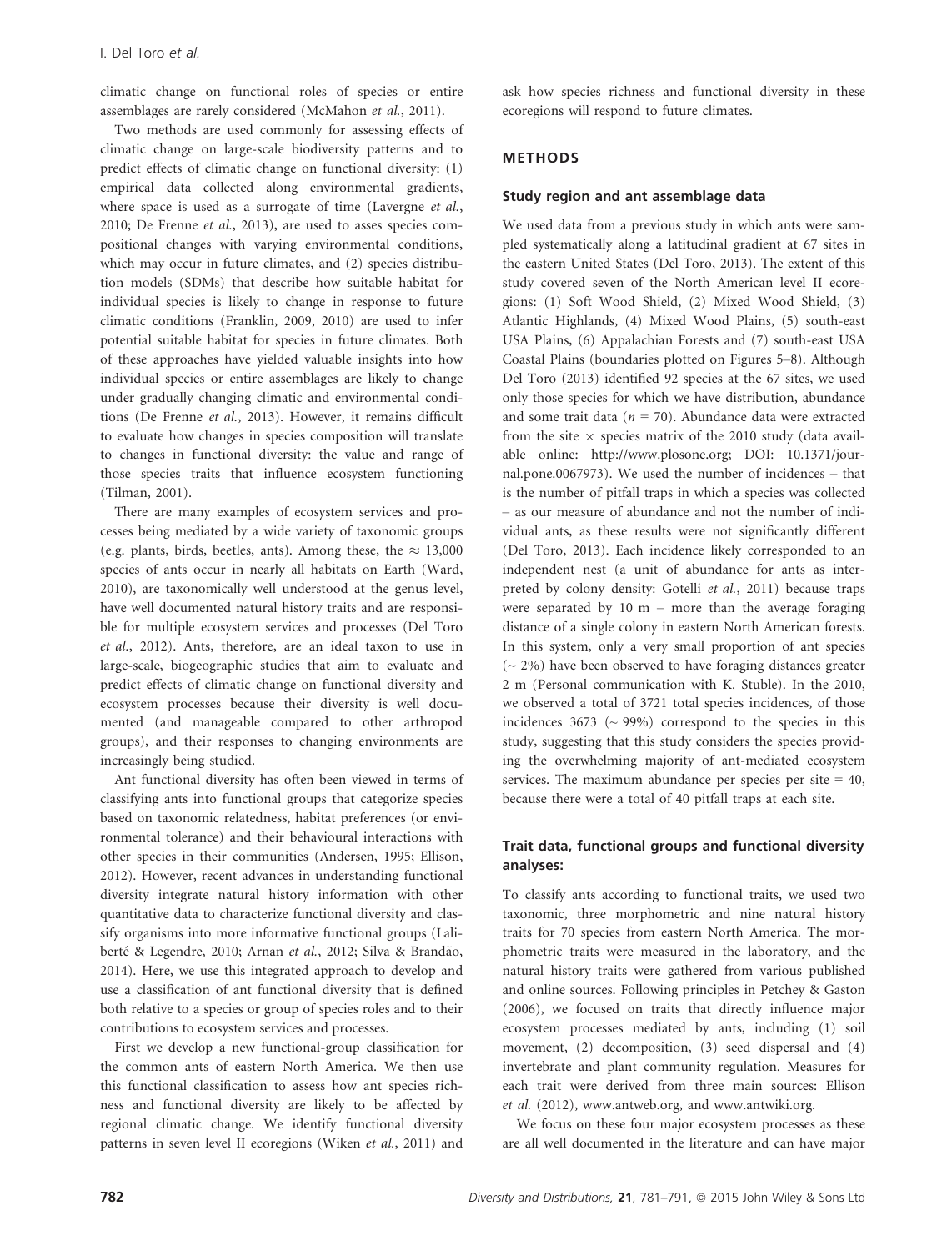climatic change on functional roles of species or entire assemblages are rarely considered (McMahon *et al.*, 2011).

Two methods are used commonly for assessing effects of climatic change on large-scale biodiversity patterns and to predict effects of climatic change on functional diversity: (1) empirical data collected along environmental gradients, where space is used as a surrogate of time (Lavergne *et al.*, 2010; De Frenne *et al.*, 2013), are used to asses species compositional changes with varying environmental conditions, which may occur in future climates, and (2) species distribution models (SDMs) that describe how suitable habitat for individual species is likely to change in response to future climatic conditions (Franklin, 2009, 2010) are used to infer potential suitable habitat for species in future climates. Both of these approaches have yielded valuable insights into how individual species or entire assemblages are likely to change under gradually changing climatic and environmental conditions (De Frenne *et al.*, 2013). However, it remains difficult to evaluate how changes in species composition will translate to changes in functional diversity: the value and range of those species traits that influence ecosystem functioning (Tilman, 2001).

There are many examples of ecosystem services and processes being mediated by a wide variety of taxonomic groups (e.g. plants, birds, beetles, ants). Among these, the $\approx$ 13,000 species of ants occur in nearly all habitats on Earth (Ward, 2010), are taxonomically well understood at the genus level, have well documented natural history traits and are responsible for multiple ecosystem services and processes (Del Toro *et al.*, 2012). Ants, therefore, are an ideal taxon to use in large-scale, biogeographic studies that aim to evaluate and predict effects of climatic change on functional diversity and ecosystem processes because their diversity is well documented (and manageable compared to other arthropod groups), and their responses to changing environments are increasingly being studied.

Ant functional diversity has often been viewed in terms of classifying ants into functional groups that categorize species based on taxonomic relatedness, habitat preferences (or environmental tolerance) and their behavioural interactions with other species in their communities (Andersen, 1995; Ellison, 2012). However, recent advances in understanding functional diversity integrate natural history information with other quantitative data to characterize functional diversity and classify organisms into more informative functional groups (Laliberté & Legendre, 2010; Arnan *et al.*, 2012; Silva & Brandão, 2014). Here, we use this integrated approach to develop and use a classification of ant functional diversity that is defined both relative to a species or group of species roles and to their contributions to ecosystem services and processes.

First we develop a new functional-group classification for the common ants of eastern North America. We then use this functional classification to assess how ant species richness and functional diversity are likely to be affected by regional climatic change. We identify functional diversity patterns in seven level II ecoregions (Wiken *et al.*, 2011) and ask how species richness and functional diversity in these ecoregions will respond to future climates.

## METHODS

### Study region and ant assemblage data

We used data from a previous study in which ants were sampled systematically along a latitudinal gradient at 67 sites in the eastern United States (Del Toro, 2013). The extent of this study covered seven of the North American level II ecoregions: (1) Soft Wood Shield, (2) Mixed Wood Shield, (3) Atlantic Highlands, (4) Mixed Wood Plains, (5) south-east USA Plains, (6) Appalachian Forests and (7) south-east USA Coastal Plains (boundaries plotted on Figures 5–8). Although Del Toro (2013) identified 92 species at the 67 sites, we used only those species for which we have distribution, abundance and some trait data ($n = 70$). Abundance data were extracted from the site × species matrix of the 2010 study (data available online: http://www.plosone.org; DOI: 10.1371/journal.pone.0067973). We used the number of incidences – that is the number of pitfall traps in which a species was collected – as our measure of abundance and not the number of individual ants, as these results were not significantly different (Del Toro, 2013). Each incidence likely corresponded to an independent nest (a unit of abundance for ants as interpreted by colony density: Gotelli *et al.*, 2011) because traps were separated by 10 m – more than the average foraging distance of a single colony in eastern North American forests. In this system, only a very small proportion of ant species (~ 2%) have been observed to have foraging distances greater 2 m (Personal communication with K. Stuble). In the 2010, we observed a total of 3721 total species incidences, of those incidences 3673 (~ 99%) correspond to the species in this study, suggesting that this study considers the species providing the overwhelming majority of ant-mediated ecosystem services. The maximum abundance per species per site = 40, because there were a total of 40 pitfall traps at each site.

### Trait data, functional groups and functional diversity analyses:

To classify ants according to functional traits, we used two taxonomic, three morphometric and nine natural history traits for 70 species from eastern North America. The morphometric traits were measured in the laboratory, and the natural history traits were gathered from various published and online sources. Following principles in Petchey & Gaston (2006), we focused on traits that directly influence major ecosystem processes mediated by ants, including (1) soil movement, (2) decomposition, (3) seed dispersal and (4) invertebrate and plant community regulation. Measures for each trait were derived from three main sources: Ellison *et al.* (2012), www.antweb.org, and www.antwiki.org.

We focus on these four major ecosystem processes as these are all well documented in the literature and can have major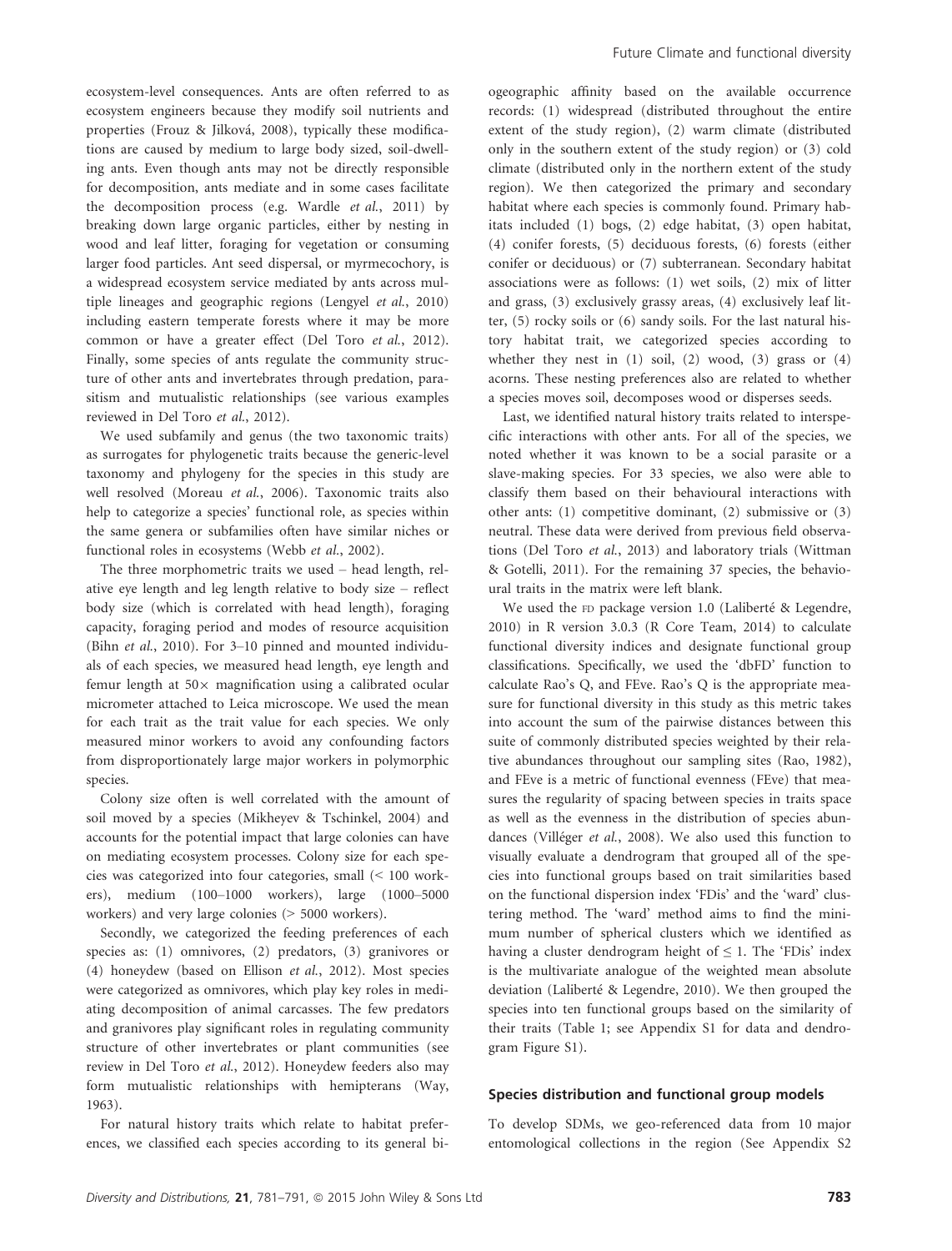ecosystem-level consequences. Ants are often referred to as ecosystem engineers because they modify soil nutrients and properties (Frouz & Jilková, 2008), typically these modifications are caused by medium to large body sized, soil-dwelling ants. Even though ants may not be directly responsible for decomposition, ants mediate and in some cases facilitate the decomposition process (e.g. Wardle *et al.*, 2011) by breaking down large organic particles, either by nesting in wood and leaf litter, foraging for vegetation or consuming larger food particles. Ant seed dispersal, or myrmecochory, is a widespread ecosystem service mediated by ants across multiple lineages and geographic regions (Lengyel *et al.*, 2010) including eastern temperate forests where it may be more common or have a greater effect (Del Toro *et al.*, 2012). Finally, some species of ants regulate the community structure of other ants and invertebrates through predation, parasitism and mutualistic relationships (see various examples reviewed in Del Toro *et al.*, 2012).

We used subfamily and genus (the two taxonomic traits) as surrogates for phylogenetic traits because the generic-level taxonomy and phylogeny for the species in this study are well resolved (Moreau *et al.*, 2006). Taxonomic traits also help to categorize a species' functional role, as species within the same genera or subfamilies often have similar niches or functional roles in ecosystems (Webb *et al.*, 2002).

The three morphometric traits we used – head length, relative eye length and leg length relative to body size – reflect body size (which is correlated with head length), foraging capacity, foraging period and modes of resource acquisition (Bihn *et al.*, 2010). For 3–10 pinned and mounted individuals of each species, we measured head length, eye length and femur length at 50× magnification using a calibrated ocular micrometer attached to Leica microscope. We used the mean for each trait as the trait value for each species. We only measured minor workers to avoid any confounding factors from disproportionately large major workers in polymorphic species.

Colony size often is well correlated with the amount of soil moved by a species (Mikheyev & Tschinkel, 2004) and accounts for the potential impact that large colonies can have on mediating ecosystem processes. Colony size for each species was categorized into four categories, small (< 100 workers), medium (100–1000 workers), large (1000–5000 workers) and very large colonies (> 5000 workers).

Secondly, we categorized the feeding preferences of each species as: (1) omnivores, (2) predators, (3) granivores or (4) honeydew (based on Ellison *et al.*, 2012). Most species were categorized as omnivores, which play key roles in mediating decomposition of animal carcasses. The few predators and granivores play significant roles in regulating community structure of other invertebrates or plant communities (see review in Del Toro *et al.*, 2012). Honeydew feeders also may form mutualistic relationships with hemipterans (Way, 1963).

For natural history traits which relate to habitat preferences, we classified each species according to its general biogeographic affinity based on the available occurrence records: (1) widespread (distributed throughout the entire extent of the study region), (2) warm climate (distributed only in the southern extent of the study region) or (3) cold climate (distributed only in the northern extent of the study region). We then categorized the primary and secondary habitat where each species is commonly found. Primary habitats included (1) bogs, (2) edge habitat, (3) open habitat, (4) conifer forests, (5) deciduous forests, (6) forests (either conifer or deciduous) or (7) subterranean. Secondary habitat associations were as follows: (1) wet soils, (2) mix of litter and grass, (3) exclusively grassy areas, (4) exclusively leaf litter, (5) rocky soils or (6) sandy soils. For the last natural history habitat trait, we categorized species according to whether they nest in (1) soil, (2) wood, (3) grass or (4) acorns. These nesting preferences also are related to whether a species moves soil, decomposes wood or disperses seeds.

Last, we identified natural history traits related to interspecific interactions with other ants. For all of the species, we noted whether it was known to be a social parasite or a slave-making species. For 33 species, we also were able to classify them based on their behavioural interactions with other ants: (1) competitive dominant, (2) submissive or (3) neutral. These data were derived from previous field observations (Del Toro *et al.*, 2013) and laboratory trials (Wittman & Gotelli, 2011). For the remaining 37 species, the behavioural traits in the matrix were left blank.

We used the FD package version 1.0 (Laliberté & Legendre, 2010) in R version 3.0.3 (R Core Team, 2014) to calculate functional diversity indices and designate functional group classifications. Specifically, we used the 'dbFD' function to calculate Rao's Q, and FEve. Rao's Q is the appropriate measure for functional diversity in this study as this metric takes into account the sum of the pairwise distances between this suite of commonly distributed species weighted by their relative abundances throughout our sampling sites (Rao, 1982), and FEve is a metric of functional evenness (FEve) that measures the regularity of spacing between species in traits space as well as the evenness in the distribution of species abundances (Villéger *et al.*, 2008). We also used this function to visually evaluate a dendrogram that grouped all of the species into functional groups based on trait similarities based on the functional dispersion index 'FDis' and the 'ward' clustering method. The 'ward' method aims to find the minimum number of spherical clusters which we identified as having a cluster dendrogram height of ≤ 1. The 'FDis' index is the multivariate analogue of the weighted mean absolute deviation (Laliberté & Legendre, 2010). We then grouped the species into ten functional groups based on the similarity of their traits (Table 1; see Appendix S1 for data and dendrogram Figure S1).

### Species distribution and functional group models

To develop SDMs, we geo-referenced data from 10 major entomological collections in the region (See Appendix S2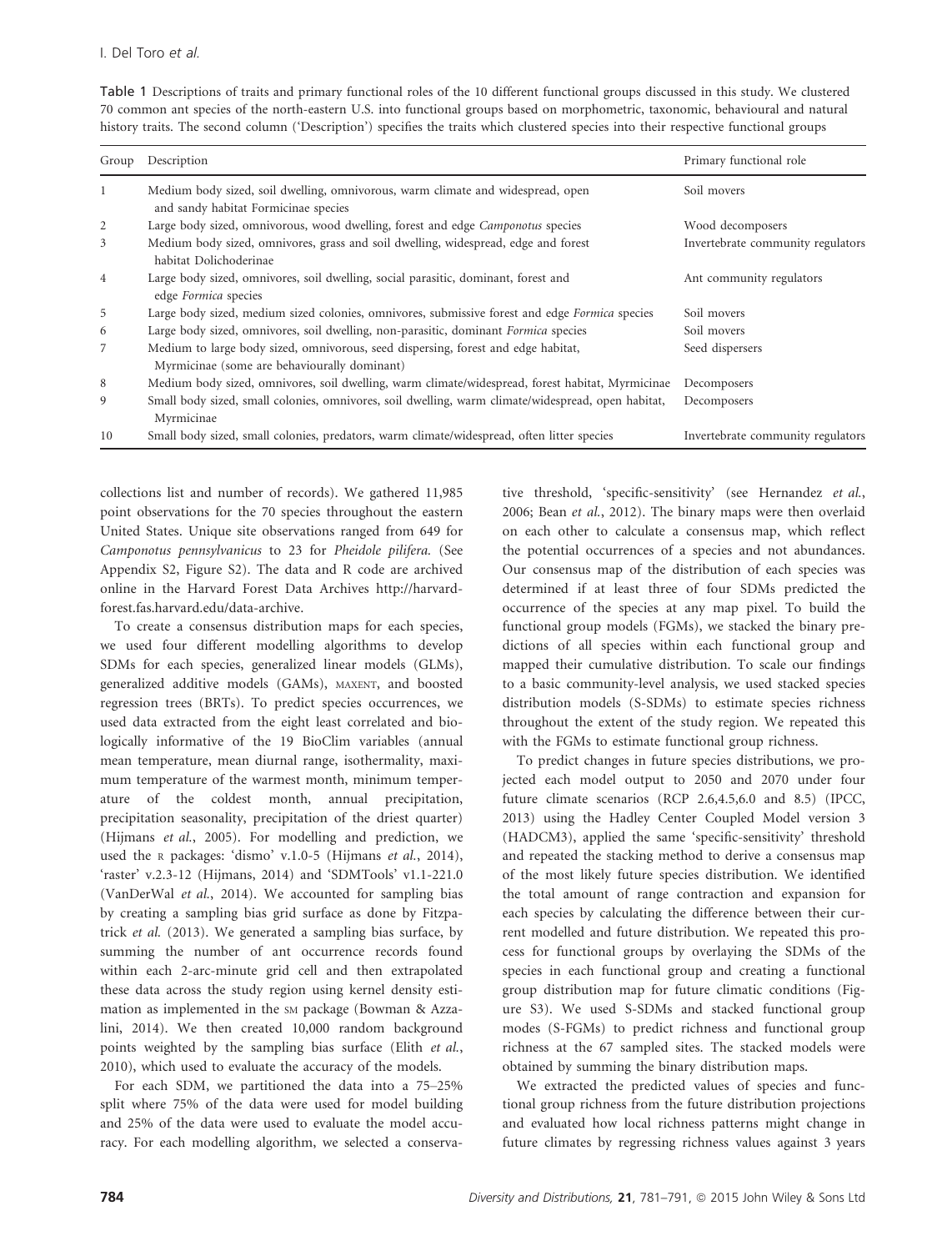Table 1 Descriptions of traits and primary functional roles of the 10 different functional groups discussed in this study. We clustered 70 common ant species of the north-eastern U.S. into functional groups based on morphometric, taxonomic, behavioural and natural history traits. The second column ('Description') specifies the traits which clustered species into their respective functional groups

| Group | Description | Primary functional role |
|---|---|---|
| 1 | Medium body sized, soil dwelling, omnivorous, warm climate and widespread, open and sandy habitat Formicinae species | Soil movers |
| 2 | Large body sized, omnivorous, wood dwelling, forest and edge *Camponotus* species | Wood decomposers |
| 3 | Medium body sized, omnivores, grass and soil dwelling, widespread, edge and forest habitat Dolichoderinae | Invertebrate community regulators |
| 4 | Large body sized, omnivores, soil dwelling, social parasitic, dominant, forest and edge *Formica* species | Ant community regulators |
| 5 | Large body sized, medium sized colonies, omnivores, submissive forest and edge *Formica* species | Soil movers |
| 6 | Large body sized, omnivores, soil dwelling, non-parasitic, dominant *Formica* species | Soil movers |
| 7 | Medium to large body sized, omnivorous, seed dispersing, forest and edge habitat, Myrmicinae (some are behaviourally dominant) | Seed dispersers |
| 8 | Medium body sized, omnivores, soil dwelling, warm climate/widespread, forest habitat, Myrmicinae | Decomposers |
| 9 | Small body sized, small colonies, omnivores, soil dwelling, warm climate/widespread, open habitat, Myrmicinae | Decomposers |
| 10 | Small body sized, small colonies, predators, warm climate/widespread, often litter species | Invertebrate community regulators |

collections list and number of records). We gathered 11,985 point observations for the 70 species throughout the eastern United States. Unique site observations ranged from 649 for *Camponotus pennsylvanicus* to 23 for *Pheidole pilifera*. (See Appendix S2, Figure S2). The data and R code are archived online in the Harvard Forest Data Archives http://harvardforest.fas.harvard.edu/data-archive.

To create a consensus distribution maps for each species, we used four different modelling algorithms to develop SDMs for each species, generalized linear models (GLMs), generalized additive models (GAMs), MAXENT, and boosted regression trees (BRTs). To predict species occurrences, we used data extracted from the eight least correlated and biologically informative of the 19 BioClim variables (annual mean temperature, mean diurnal range, isothermality, maximum temperature of the warmest month, minimum temperature of the coldest month, annual precipitation, precipitation seasonality, precipitation of the driest quarter) (Hijmans *et al.*, 2005). For modelling and prediction, we used the R packages: 'dismo' v.1.0-5 (Hijmans *et al.*, 2014), 'raster' v.2.3-12 (Hijmans, 2014) and 'SDMTools' v1.1-221.0 (VanDerWal *et al.*, 2014). We accounted for sampling bias by creating a sampling bias grid surface as done by Fitzpatrick *et al.* (2013). We generated a sampling bias surface, by summing the number of ant occurrence records found within each 2-arc-minute grid cell and then extrapolated these data across the study region using kernel density estimation as implemented in the SM package (Bowman & Azzalini, 2014). We then created 10,000 random background points weighted by the sampling bias surface (Elith *et al.*, 2010), which used to evaluate the accuracy of the models.

For each SDM, we partitioned the data into a 75–25% split where 75% of the data were used for model building and 25% of the data were used to evaluate the model accuracy. For each modelling algorithm, we selected a conservative threshold, 'specific-sensitivity' (see Hernandez *et al.*, 2006; Bean *et al.*, 2012). The binary maps were then overlaid on each other to calculate a consensus map, which reflect the potential occurrences of a species and not abundances. Our consensus map of the distribution of each species was determined if at least three of four SDMs predicted the occurrence of the species at any map pixel. To build the functional group models (FGMs), we stacked the binary predictions of all species within each functional group and mapped their cumulative distribution. To scale our findings to a basic community-level analysis, we used stacked species distribution models (S-SDMs) to estimate species richness throughout the extent of the study region. We repeated this with the FGMs to estimate functional group richness.

To predict changes in future species distributions, we projected each model output to 2050 and 2070 under four future climate scenarios (RCP 2.6,4.5,6.0 and 8.5) (IPCC, 2013) using the Hadley Center Coupled Model version 3 (HADCM3), applied the same 'specific-sensitivity' threshold and repeated the stacking method to derive a consensus map of the most likely future species distribution. We identified the total amount of range contraction and expansion for each species by calculating the difference between their current modelled and future distribution. We repeated this process for functional groups by overlaying the SDMs of the species in each functional group and creating a functional group distribution map for future climatic conditions (Figure S3). We used S-SDMs and stacked functional group modes (S-FGMs) to predict richness and functional group richness at the 67 sampled sites. The stacked models were obtained by summing the binary distribution maps.

We extracted the predicted values of species and functional group richness from the future distribution projections and evaluated how local richness patterns might change in future climates by regressing richness values against 3 years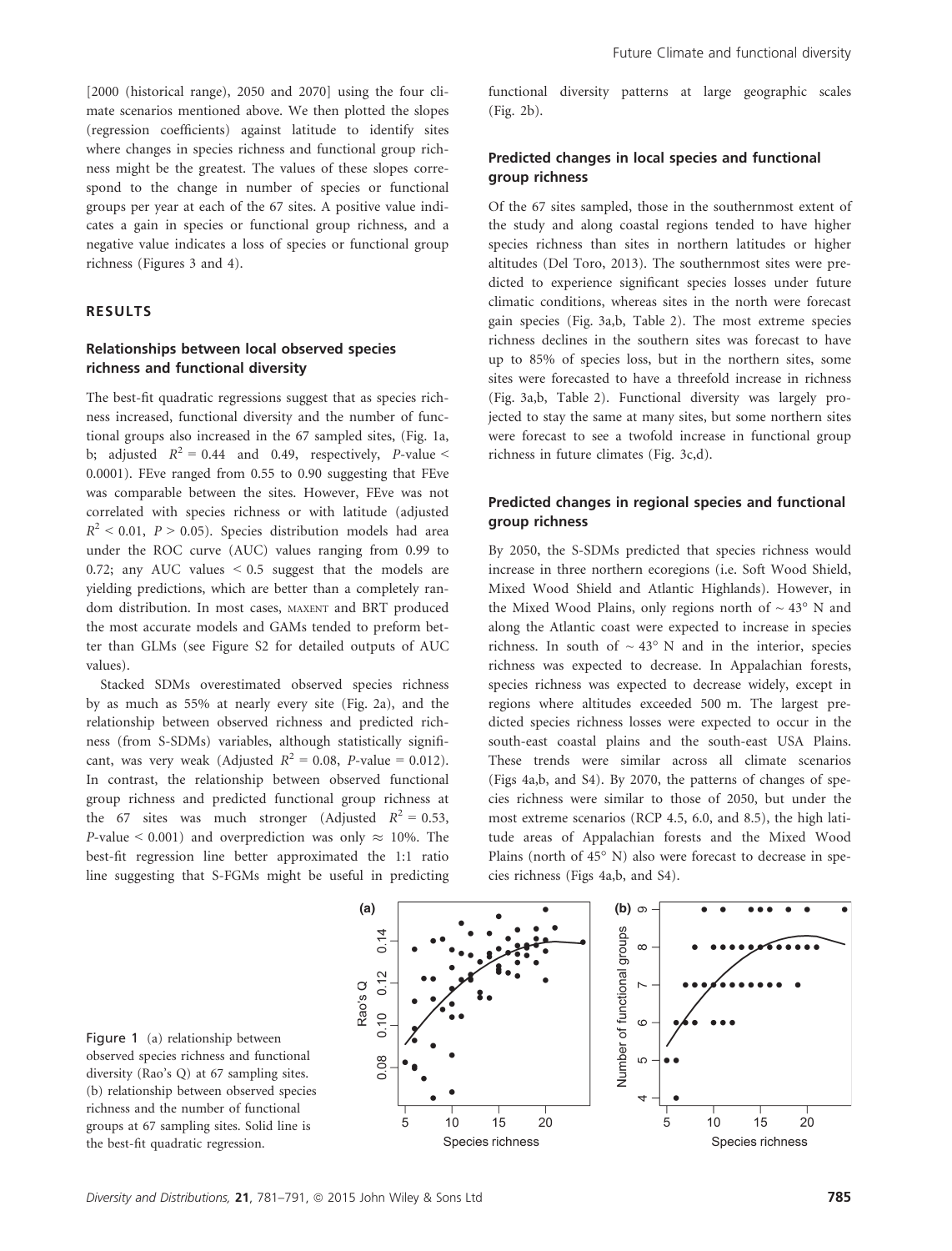[2000 (historical range), 2050 and 2070] using the four climate scenarios mentioned above. We then plotted the slopes (regression coefficients) against latitude to identify sites where changes in species richness and functional group richness might be the greatest. The values of these slopes correspond to the change in number of species or functional groups per year at each of the 67 sites. A positive value indicates a gain in species or functional group richness, and a negative value indicates a loss of species or functional group richness (Figures 3 and 4).

## RESULTS

### Relationships between local observed species richness and functional diversity

The best-fit quadratic regressions suggest that as species richness increased, functional diversity and the number of functional groups also increased in the 67 sampled sites, (Fig. 1a, b; adjusted $R^2 = 0.44$ and 0.49, respectively, $P$-value < 0.0001). FEve ranged from 0.55 to 0.90 suggesting that FEve was comparable between the sites. However, FEve was not correlated with species richness or with latitude (adjusted $R^2 < 0.01$, $P > 0.05$). Species distribution models had area under the ROC curve (AUC) values ranging from 0.99 to 0.72; any AUC values < 0.5 suggest that the models are yielding predictions, which are better than a completely random distribution. In most cases, MAXENT and BRT produced the most accurate models and GAMs tended to preform better than GLMs (see Figure S2 for detailed outputs of AUC values).

Stacked SDMs overestimated observed species richness by as much as 55% at nearly every site (Fig. 2a), and the relationship between observed richness and predicted richness (from S-SDMs) variables, although statistically significant, was very weak (Adjusted $R^2 = 0.08$, $P$-value = 0.012). In contrast, the relationship between observed functional group richness and predicted functional group richness at the 67 sites was much stronger (Adjusted $R^2 = 0.53$, $P$-value < 0.001) and overprediction was only ≈ 10%. The best-fit regression line better approximated the 1:1 ratio line suggesting that S-FGMs might be useful in predicting functional diversity patterns at large geographic scales (Fig. 2b).

### Predicted changes in local species and functional group richness

Of the 67 sites sampled, those in the southernmost extent of the study and along coastal regions tended to have higher species richness than sites in northern latitudes or higher altitudes (Del Toro, 2013). The southernmost sites were predicted to experience significant species losses under future climatic conditions, whereas sites in the north were forecast gain species (Fig. 3a,b, Table 2). The most extreme species richness declines in the southern sites was forecast to have up to 85% of species loss, but in the northern sites, some sites were forecasted to have a threefold increase in richness (Fig. 3a,b, Table 2). Functional diversity was largely projected to stay the same at many sites, but some northern sites were forecast to see a twofold increase in functional group richness in future climates (Fig. 3c,d).

### Predicted changes in regional species and functional group richness

By 2050, the S-SDMs predicted that species richness would increase in three northern ecoregions (i.e. Soft Wood Shield, Mixed Wood Shield and Atlantic Highlands). However, in the Mixed Wood Plains, only regions north of ~ 43° N and along the Atlantic coast were expected to increase in species richness. In south of ~ 43° N and in the interior, species richness was expected to decrease. In Appalachian forests, species richness was expected to decrease widely, except in regions where altitudes exceeded 500 m. The largest predicted species richness losses were expected to occur in the south-east coastal plains and the south-east USA Plains. These trends were similar across all climate scenarios (Figs 4a,b, and S4). By 2070, the patterns of changes of species richness were similar to those of 2050, but under the most extreme scenarios (RCP 4.5, 6.0, and 8.5), the high latitude areas of Appalachian forests and the Mixed Wood Plains (north of 45° N) also were forecast to decrease in species richness (Figs 4a,b, and S4).

Figure 1 (a) relationship between observed species richness and functional diversity (Rao's Q) at 67 sampling sites. (b) relationship between observed species richness and the number of functional groups at 67 sampling sites. Solid line is the best-fit quadratic regression.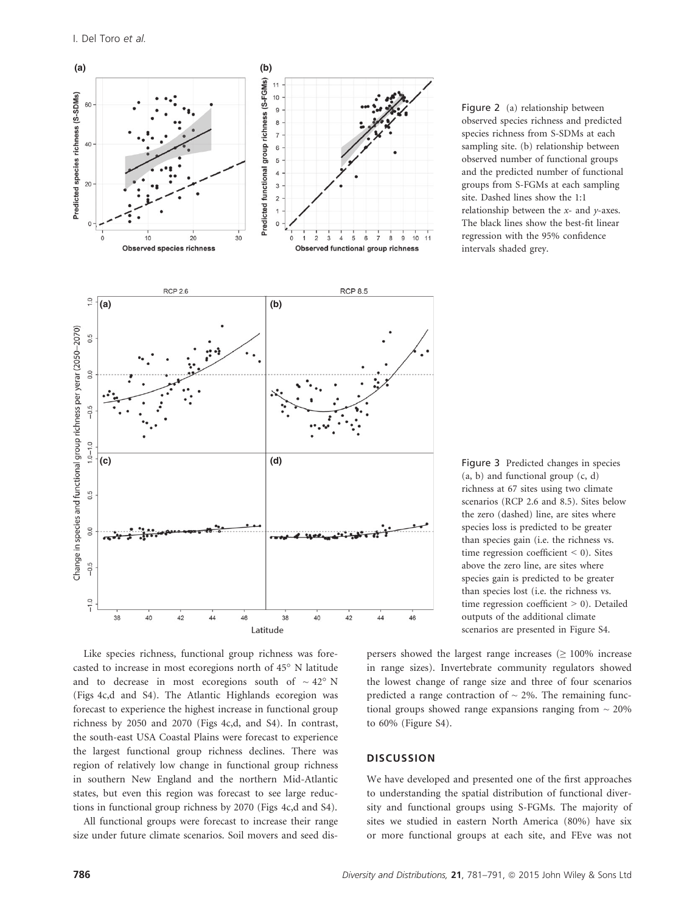Figure 2 (a) relationship between observed species richness and predicted species richness from S-SDMs at each sampling site. (b) relationship between observed number of functional groups and the predicted number of functional groups from S-FGMs at each sampling site. Dashed lines show the 1:1 relationship between the $x$- and $y$-axes. The black lines show the best-fit linear regression with the 95% confidence intervals shaded grey.

Figure 3 Predicted changes in species (a, b) and functional group (c, d) richness at 67 sites using two climate scenarios (RCP 2.6 and 8.5). Sites below the zero (dashed) line, are sites where species loss is predicted to be greater than species gain (i.e. the richness vs. time regression coefficient < 0). Sites above the zero line, are sites where species gain is predicted to be greater than species lost (i.e. the richness vs. time regression coefficient > 0). Detailed outputs of the additional climate scenarios are presented in Figure S4.

Like species richness, functional group richness was forecasted to increase in most ecoregions north of 45° N latitude and to decrease in most ecoregions south of ~ 42° N (Figs 4c,d and S4). The Atlantic Highlands ecoregion was forecast to experience the highest increase in functional group richness by 2050 and 2070 (Figs 4c,d, and S4). In contrast, the south-east USA Coastal Plains were forecast to experience the largest functional group richness declines. There was region of relatively low change in functional group richness in southern New England and the northern Mid-Atlantic states, but even this region was forecast to see large reductions in functional group richness by 2070 (Figs 4c,d and S4).

All functional groups were forecast to increase their range size under future climate scenarios. Soil movers and seed dispersers showed the largest range increases (≥ 100% increase in range sizes). Invertebrate community regulators showed the lowest change of range size and three of four scenarios predicted a range contraction of ~ 2%. The remaining functional groups showed range expansions ranging from ~ 20% to 60% (Figure S4).

## DISCUSSION

We have developed and presented one of the first approaches to understanding the spatial distribution of functional diversity and functional groups using S-FGMs. The majority of sites we studied in eastern North America (80%) have six or more functional groups at each site, and FEve was not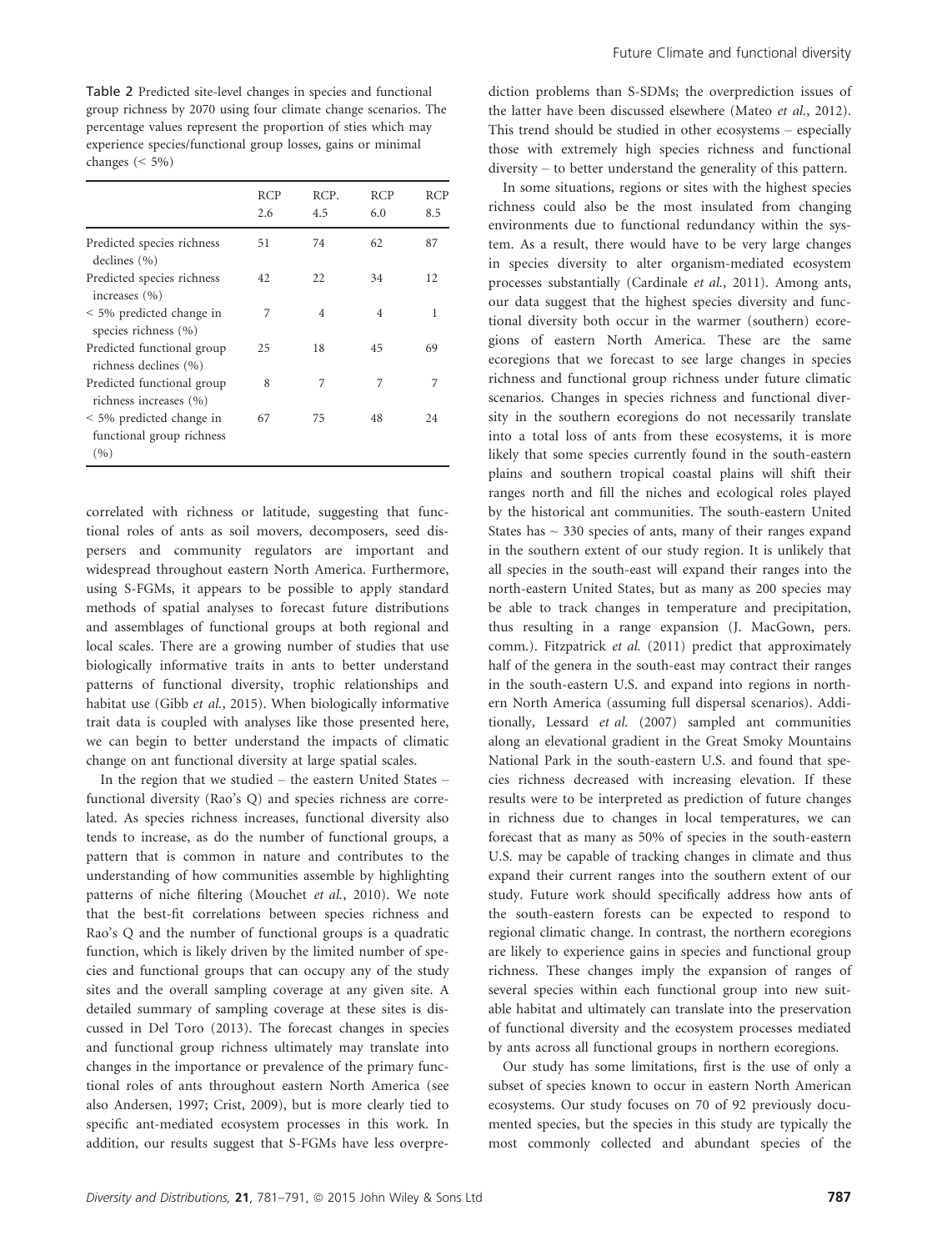Table 2 Predicted site-level changes in species and functional group richness by 2070 using four climate change scenarios. The percentage values represent the proportion of sties which may experience species/functional group losses, gains or minimal changes (< 5%)

| | RCP 2.6 | RCP. 4.5 | RCP 6.0 | RCP 8.5 |
|---|---|---|---|---|
| Predicted species richness declines (%) | 51 | 74 | 62 | 87 |
| Predicted species richness increases (%) | 42 | 22 | 34 | 12 |
| < 5% predicted change in species richness (%) | 7 | 4 | 4 | 1 |
| Predicted functional group richness declines (%) | 25 | 18 | 45 | 69 |
| Predicted functional group richness increases (%) | 8 | 7 | 7 | 7 |
| < 5% predicted change in functional group richness (%) | 67 | 75 | 48 | 24 |

correlated with richness or latitude, suggesting that functional roles of ants as soil movers, decomposers, seed dispersers and community regulators are important and widespread throughout eastern North America. Furthermore, using S-FGMs, it appears to be possible to apply standard methods of spatial analyses to forecast future distributions and assemblages of functional groups at both regional and local scales. There are a growing number of studies that use biologically informative traits in ants to better understand patterns of functional diversity, trophic relationships and habitat use (Gibb *et al.*, 2015). When biologically informative trait data is coupled with analyses like those presented here, we can begin to better understand the impacts of climatic change on ant functional diversity at large spatial scales.

In the region that we studied – the eastern United States – functional diversity (Rao's Q) and species richness are correlated. As species richness increases, functional diversity also tends to increase, as do the number of functional groups, a pattern that is common in nature and contributes to the understanding of how communities assemble by highlighting patterns of niche filtering (Mouchet *et al.*, 2010). We note that the best-fit correlations between species richness and Rao's Q and the number of functional groups is a quadratic function, which is likely driven by the limited number of species and functional groups that can occupy any of the study sites and the overall sampling coverage at any given site. A detailed summary of sampling coverage at these sites is discussed in Del Toro (2013). The forecast changes in species and functional group richness ultimately may translate into changes in the importance or prevalence of the primary functional roles of ants throughout eastern North America (see also Andersen, 1997; Crist, 2009), but is more clearly tied to specific ant-mediated ecosystem processes in this work. In addition, our results suggest that S-FGMs have less overprediction problems than S-SDMs; the overprediction issues of the latter have been discussed elsewhere (Mateo *et al.*, 2012). This trend should be studied in other ecosystems – especially those with extremely high species richness and functional diversity – to better understand the generality of this pattern.

In some situations, regions or sites with the highest species richness could also be the most insulated from changing environments due to functional redundancy within the system. As a result, there would have to be very large changes in species diversity to alter organism-mediated ecosystem processes substantially (Cardinale *et al.*, 2011). Among ants, our data suggest that the highest species diversity and functional diversity both occur in the warmer (southern) ecoregions of eastern North America. These are the same ecoregions that we forecast to see large changes in species richness and functional group richness under future climatic scenarios. Changes in species richness and functional diversity in the southern ecoregions do not necessarily translate into a total loss of ants from these ecosystems, it is more likely that some species currently found in the south-eastern plains and southern tropical coastal plains will shift their ranges north and fill the niches and ecological roles played by the historical ant communities. The south-eastern United States has ~ 330 species of ants, many of their ranges expand in the southern extent of our study region. It is unlikely that all species in the south-east will expand their ranges into the north-eastern United States, but as many as 200 species may be able to track changes in temperature and precipitation, thus resulting in a range expansion (J. MacGown, pers. comm.). Fitzpatrick *et al.* (2011) predict that approximately half of the genera in the south-east may contract their ranges in the south-eastern U.S. and expand into regions in northern North America (assuming full dispersal scenarios). Additionally, Lessard *et al.* (2007) sampled ant communities along an elevational gradient in the Great Smoky Mountains National Park in the south-eastern U.S. and found that species richness decreased with increasing elevation. If these results were to be interpreted as prediction of future changes in richness due to changes in local temperatures, we can forecast that as many as 50% of species in the south-eastern U.S. may be capable of tracking changes in climate and thus expand their current ranges into the southern extent of our study. Future work should specifically address how ants of the south-eastern forests can be expected to respond to regional climatic change. In contrast, the northern ecoregions are likely to experience gains in species and functional group richness. These changes imply the expansion of ranges of several species within each functional group into new suitable habitat and ultimately can translate into the preservation of functional diversity and the ecosystem processes mediated by ants across all functional groups in northern ecoregions.

Our study has some limitations, first is the use of only a subset of species known to occur in eastern North American ecosystems. Our study focuses on 70 of 92 previously documented species, but the species in this study are typically the most commonly collected and abundant species of the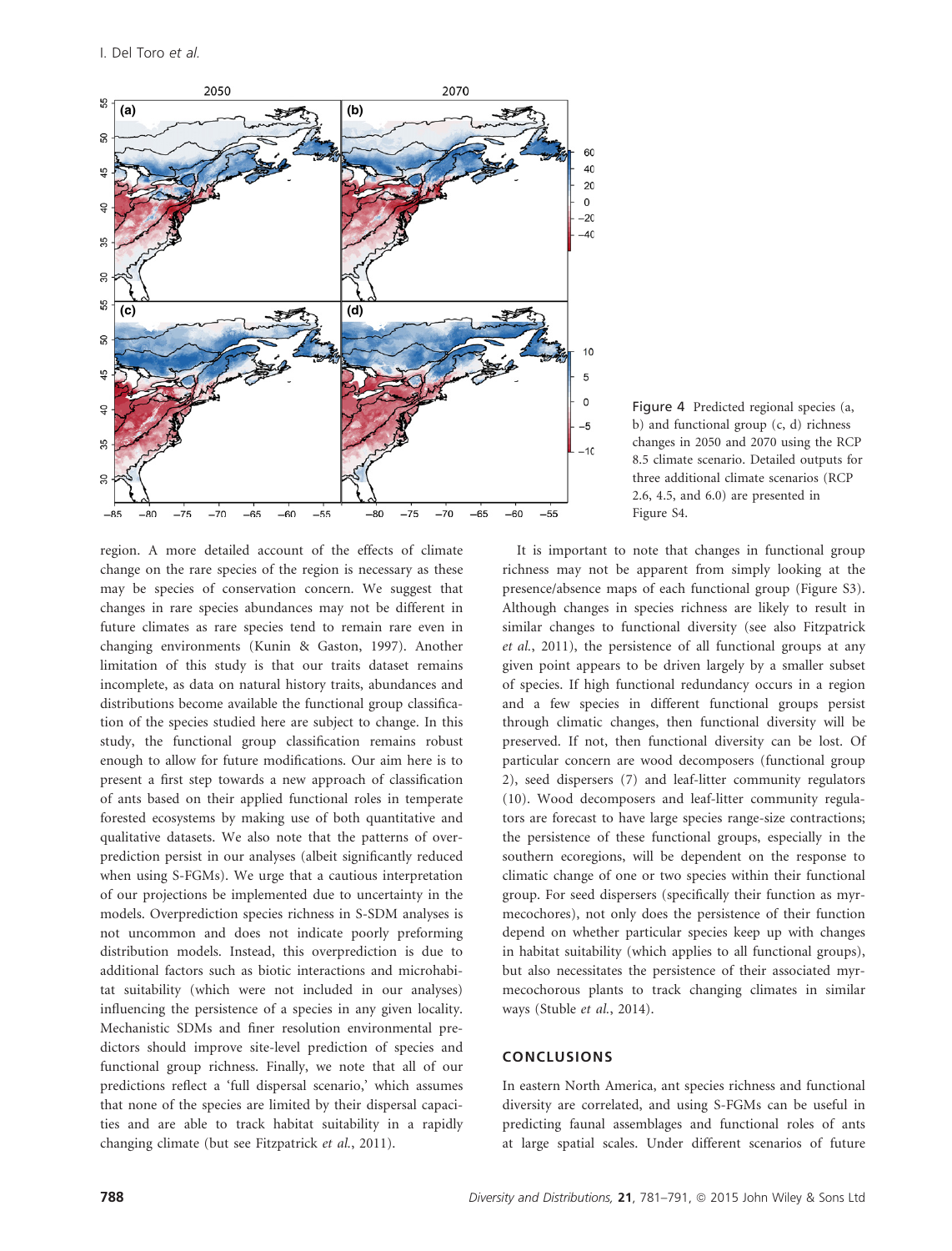2050

2070

(a)

(b)

(c)

(d)

60
40
20
0
−20
−40

10
5
0
−5
−10

55
50
45
40
35
30

−85 −80 −75 −70 −65 −60 −55

−80 −75 −70 −65 −60 −55

Figure 4 Predicted regional species (a, b) and functional group (c, d) richness changes in 2050 and 2070 using the RCP 8.5 climate scenario. Detailed outputs for three additional climate scenarios (RCP 2.6, 4.5, and 6.0) are presented in Figure S4.

region. A more detailed account of the effects of climate change on the rare species of the region is necessary as these may be species of conservation concern. We suggest that changes in rare species abundances may not be different in future climates as rare species tend to remain rare even in changing environments (Kunin & Gaston, 1997). Another limitation of this study is that our traits dataset remains incomplete, as data on natural history traits, abundances and distributions become available the functional group classification of the species studied here are subject to change. In this study, the functional group classification remains robust enough to allow for future modifications. Our aim here is to present a first step towards a new approach of classification of ants based on their applied functional roles in temperate forested ecosystems by making use of both quantitative and qualitative datasets. We also note that the patterns of overprediction persist in our analyses (albeit significantly reduced when using S-FGMs). We urge that a cautious interpretation of our projections be implemented due to uncertainty in the models. Overprediction species richness in S-SDM analyses is not uncommon and does not indicate poorly preforming distribution models. Instead, this overprediction is due to additional factors such as biotic interactions and microhabitat suitability (which were not included in our analyses) influencing the persistence of a species in any given locality. Mechanistic SDMs and finer resolution environmental predictors should improve site-level prediction of species and functional group richness. Finally, we note that all of our predictions reflect a 'full dispersal scenario,' which assumes that none of the species are limited by their dispersal capacities and are able to track habitat suitability in a rapidly changing climate (but see Fitzpatrick *et al.*, 2011).

It is important to note that changes in functional group richness may not be apparent from simply looking at the presence/absence maps of each functional group (Figure S3). Although changes in species richness are likely to result in similar changes to functional diversity (see also Fitzpatrick *et al.*, 2011), the persistence of all functional groups at any given point appears to be driven largely by a smaller subset of species. If high functional redundancy occurs in a region and a few species in different functional groups persist through climatic changes, then functional diversity will be preserved. If not, then functional diversity can be lost. Of particular concern are wood decomposers (functional group 2), seed dispersers (7) and leaf-litter community regulators (10). Wood decomposers and leaf-litter community regulators are forecast to have large species range-size contractions; the persistence of these functional groups, especially in the southern ecoregions, will be dependent on the response to climatic change of one or two species within their functional group. For seed dispersers (specifically their function as myrmecochores), not only does the persistence of their function depend on whether particular species keep up with changes in habitat suitability (which applies to all functional groups), but also necessitates the persistence of their associated myrmecochorous plants to track changing climates in similar ways (Stuble *et al.*, 2014).

## CONCLUSIONS

In eastern North America, ant species richness and functional diversity are correlated, and using S-FGMs can be useful in predicting faunal assemblages and functional roles of ants at large spatial scales. Under different scenarios of future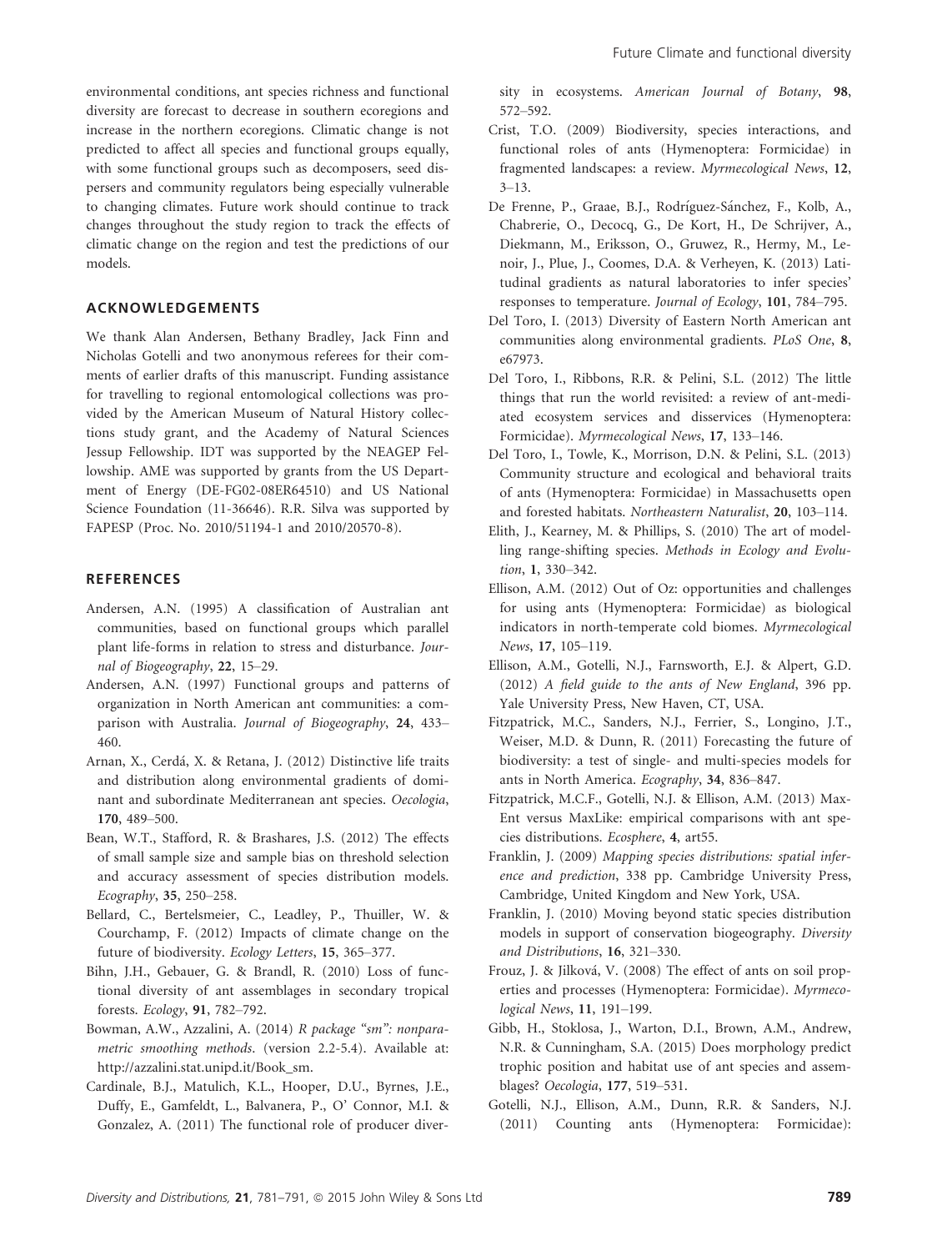environmental conditions, ant species richness and functional diversity are forecast to decrease in southern ecoregions and increase in the northern ecoregions. Climatic change is not predicted to affect all species and functional groups equally, with some functional groups such as decomposers, seed dispersers and community regulators being especially vulnerable to changing climates. Future work should continue to track changes throughout the study region to track the effects of climatic change on the region and test the predictions of our models.

## ACKNOWLEDGEMENTS

We thank Alan Andersen, Bethany Bradley, Jack Finn and Nicholas Gotelli and two anonymous referees for their comments of earlier drafts of this manuscript. Funding assistance for travelling to regional entomological collections was provided by the American Museum of Natural History collections study grant, and the Academy of Natural Sciences Jessup Fellowship. IDT was supported by the NEAGEP Fellowship. AME was supported by grants from the US Department of Energy (DE-FG02-08ER64510) and US National Science Foundation (11-36646). R.R. Silva was supported by FAPESP (Proc. No. 2010/51194-1 and 2010/20570-8).

## REFERENCES

Andersen, A.N. (1995) A classification of Australian ant communities, based on functional groups which parallel plant life-forms in relation to stress and disturbance. *Journal of Biogeography*, **22**, 15–29.

Andersen, A.N. (1997) Functional groups and patterns of organization in North American ant communities: a comparison with Australia. *Journal of Biogeography*, **24**, 433–460.

Arnan, X., Cerdá, X. & Retana, J. (2012) Distinctive life traits and distribution along environmental gradients of dominant and subordinate Mediterranean ant species. *Oecologia*, **170**, 489–500.

Bean, W.T., Stafford, R. & Brashares, J.S. (2012) The effects of small sample size and sample bias on threshold selection and accuracy assessment of species distribution models. *Ecography*, **35**, 250–258.

Bellard, C., Bertelsmeier, C., Leadley, P., Thuiller, W. & Courchamp, F. (2012) Impacts of climate change on the future of biodiversity. *Ecology Letters*, **15**, 365–377.

Bihn, J.H., Gebauer, G. & Brandl, R. (2010) Loss of functional diversity of ant assemblages in secondary tropical forests. *Ecology*, **91**, 782–792.

Bowman, A.W., Azzalini, A. (2014) *R package "sm": nonparametric smoothing methods*. (version 2.2-5.4). Available at: http://azzalini.stat.unipd.it/Book_sm.

Cardinale, B.J., Matulich, K.L., Hooper, D.U., Byrnes, J.E., Duffy, E., Gamfeldt, L., Balvanera, P., O' Connor, M.I. & Gonzalez, A. (2011) The functional role of producer diversity in ecosystems. *American Journal of Botany*, **98**, 572–592.

Crist, T.O. (2009) Biodiversity, species interactions, and functional roles of ants (Hymenoptera: Formicidae) in fragmented landscapes: a review. *Myrmecological News*, **12**, 3–13.

De Frenne, P., Graae, B.J., Rodríguez-Sánchez, F., Kolb, A., Chabrerie, O., Decocq, G., De Kort, H., De Schrijver, A., Diekmann, M., Eriksson, O., Gruwez, R., Hermy, M., Lenoir, J., Plue, J., Coomes, D.A. & Verheyen, K. (2013) Latitudinal gradients as natural laboratories to infer species' responses to temperature. *Journal of Ecology*, **101**, 784–795.

Del Toro, I. (2013) Diversity of Eastern North American ant communities along environmental gradients. *PLoS One*, **8**, e67973.

Del Toro, I., Ribbons, R.R. & Pelini, S.L. (2012) The little things that run the world revisited: a review of ant-mediated ecosystem services and disservices (Hymenoptera: Formicidae). *Myrmecological News*, **17**, 133–146.

Del Toro, I., Towle, K., Morrison, D.N. & Pelini, S.L. (2013) Community structure and ecological and behavioral traits of ants (Hymenoptera: Formicidae) in Massachusetts open and forested habitats. *Northeastern Naturalist*, **20**, 103–114.

Elith, J., Kearney, M. & Phillips, S. (2010) The art of modelling range-shifting species. *Methods in Ecology and Evolution*, **1**, 330–342.

Ellison, A.M. (2012) Out of Oz: opportunities and challenges for using ants (Hymenoptera: Formicidae) as biological indicators in north-temperate cold biomes. *Myrmecological News*, **17**, 105–119.

Ellison, A.M., Gotelli, N.J., Farnsworth, E.J. & Alpert, G.D. (2012) *A field guide to the ants of New England*, 396 pp. Yale University Press, New Haven, CT, USA.

Fitzpatrick, M.C., Sanders, N.J., Ferrier, S., Longino, J.T., Weiser, M.D. & Dunn, R. (2011) Forecasting the future of biodiversity: a test of single- and multi-species models for ants in North America. *Ecography*, **34**, 836–847.

Fitzpatrick, M.C.F., Gotelli, N.J. & Ellison, A.M. (2013) MaxEnt versus MaxLike: empirical comparisons with ant species distributions. *Ecosphere*, **4**, art55.

Franklin, J. (2009) *Mapping species distributions: spatial inference and prediction*, 338 pp. Cambridge University Press, Cambridge, United Kingdom and New York, USA.

Franklin, J. (2010) Moving beyond static species distribution models in support of conservation biogeography. *Diversity and Distributions*, **16**, 321–330.

Frouz, J. & Jilková, V. (2008) The effect of ants on soil properties and processes (Hymenoptera: Formicidae). *Myrmecological News*, **11**, 191–199.

Gibb, H., Stoklosa, J., Warton, D.I., Brown, A.M., Andrew, N.R. & Cunningham, S.A. (2015) Does morphology predict trophic position and habitat use of ant species and assemblages? *Oecologia*, **177**, 519–531.

Gotelli, N.J., Ellison, A.M., Dunn, R.R. & Sanders, N.J. (2011) Counting ants (Hymenoptera: Formicidae):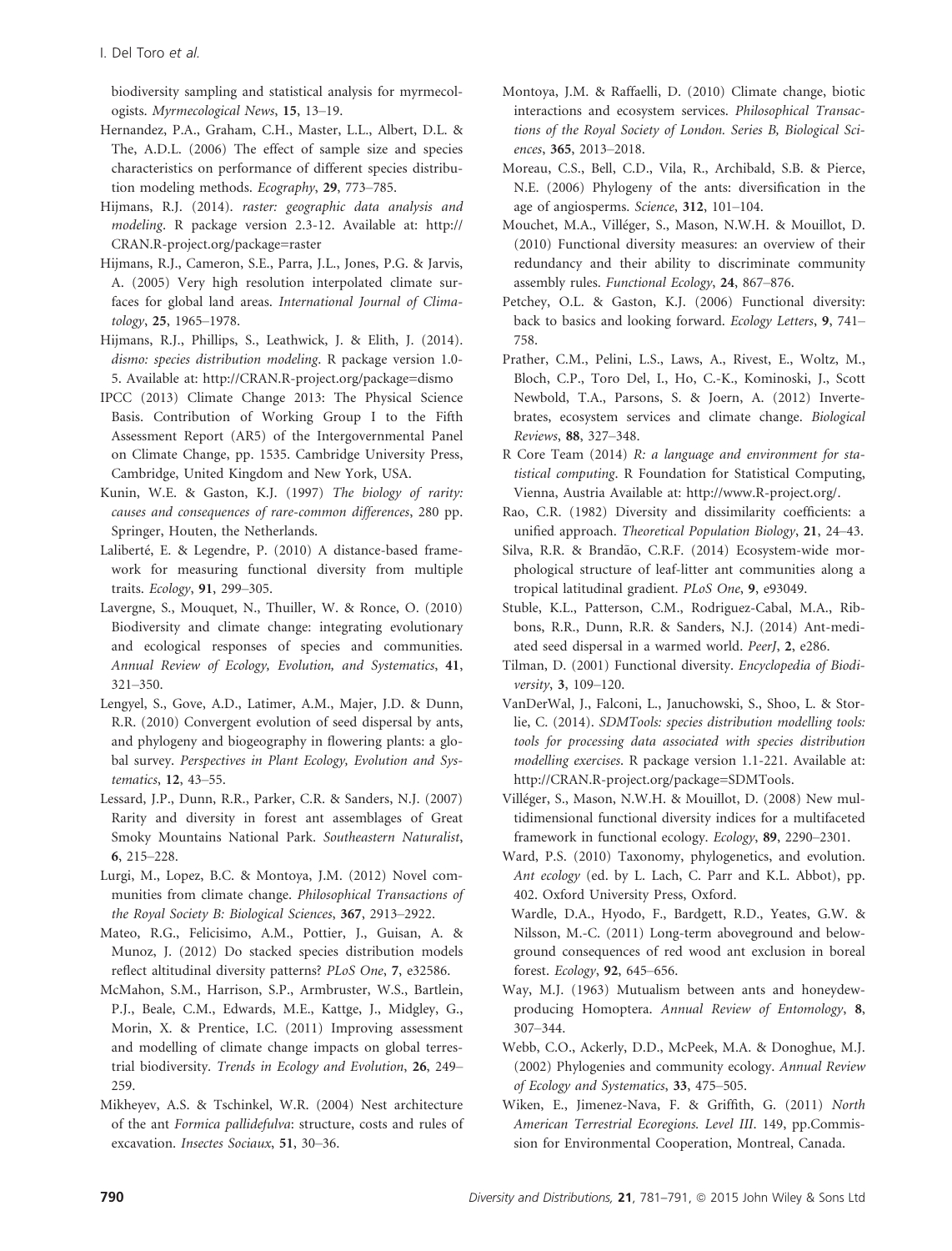biodiversity sampling and statistical analysis for myrmecologists. *Myrmecological News*, **15**, 13–19.

Hernandez, P.A., Graham, C.H., Master, L.L., Albert, D.L. & The, A.D.L. (2006) The effect of sample size and species characteristics on performance of different species distribution modeling methods. *Ecography*, **29**, 773–785.

Hijmans, R.J. (2014). *raster: geographic data analysis and modeling*. R package version 2.3-12. Available at: http://CRAN.R-project.org/package=raster

Hijmans, R.J., Cameron, S.E., Parra, J.L., Jones, P.G. & Jarvis, A. (2005) Very high resolution interpolated climate surfaces for global land areas. *International Journal of Climatology*, **25**, 1965–1978.

Hijmans, R.J., Phillips, S., Leathwick, J. & Elith, J. (2014). *dismo: species distribution modeling*. R package version 1.0-5. Available at: http://CRAN.R-project.org/package=dismo

IPCC (2013) Climate Change 2013: The Physical Science Basis. Contribution of Working Group I to the Fifth Assessment Report (AR5) of the Intergovernmental Panel on Climate Change, pp. 1535. Cambridge University Press, Cambridge, United Kingdom and New York, USA.

Kunin, W.E. & Gaston, K.J. (1997) *The biology of rarity: causes and consequences of rare-common differences*, 280 pp. Springer, Houten, the Netherlands.

Laliberté, E. & Legendre, P. (2010) A distance-based framework for measuring functional diversity from multiple traits. *Ecology*, **91**, 299–305.

Lavergne, S., Mouquet, N., Thuiller, W. & Ronce, O. (2010) Biodiversity and climate change: integrating evolutionary and ecological responses of species and communities. *Annual Review of Ecology, Evolution, and Systematics*, **41**, 321–350.

Lengyel, S., Gove, A.D., Latimer, A.M., Majer, J.D. & Dunn, R.R. (2010) Convergent evolution of seed dispersal by ants, and phylogeny and biogeography in flowering plants: a global survey. *Perspectives in Plant Ecology, Evolution and Systematics*, **12**, 43–55.

Lessard, J.P., Dunn, R.R., Parker, C.R. & Sanders, N.J. (2007) Rarity and diversity in forest ant assemblages of Great Smoky Mountains National Park. *Southeastern Naturalist*, **6**, 215–228.

Lurgi, M., Lopez, B.C. & Montoya, J.M. (2012) Novel communities from climate change. *Philosophical Transactions of the Royal Society B: Biological Sciences*, **367**, 2913–2922.

Mateo, R.G., Felicisimo, A.M., Pottier, J., Guisan, A. & Munoz, J. (2012) Do stacked species distribution models reflect altitudinal diversity patterns? *PLoS One*, **7**, e32586.

McMahon, S.M., Harrison, S.P., Armbruster, W.S., Bartlein, P.J., Beale, C.M., Edwards, M.E., Kattge, J., Midgley, G., Morin, X. & Prentice, I.C. (2011) Improving assessment and modelling of climate change impacts on global terrestrial biodiversity. *Trends in Ecology and Evolution*, **26**, 249–259.

Mikheyev, A.S. & Tschinkel, W.R. (2004) Nest architecture of the ant *Formica pallidefulva*: structure, costs and rules of excavation. *Insectes Sociaux*, **51**, 30–36.

Montoya, J.M. & Raffaelli, D. (2010) Climate change, biotic interactions and ecosystem services. *Philosophical Transactions of the Royal Society of London. Series B, Biological Sciences*, **365**, 2013–2018.

Moreau, C.S., Bell, C.D., Vila, R., Archibald, S.B. & Pierce, N.E. (2006) Phylogeny of the ants: diversification in the age of angiosperms. *Science*, **312**, 101–104.

Mouchet, M.A., Villéger, S., Mason, N.W.H. & Mouillot, D. (2010) Functional diversity measures: an overview of their redundancy and their ability to discriminate community assembly rules. *Functional Ecology*, **24**, 867–876.

Petchey, O.L. & Gaston, K.J. (2006) Functional diversity: back to basics and looking forward. *Ecology Letters*, **9**, 741–758.

Prather, C.M., Pelini, L.S., Laws, A., Rivest, E., Woltz, M., Bloch, C.P., Toro Del, I., Ho, C.-K., Kominoski, J., Scott Newbold, T.A., Parsons, S. & Joern, A. (2012) Invertebrates, ecosystem services and climate change. *Biological Reviews*, **88**, 327–348.

R Core Team (2014) *R: a language and environment for statistical computing*. R Foundation for Statistical Computing, Vienna, Austria Available at: http://www.R-project.org/.

Rao, C.R. (1982) Diversity and dissimilarity coefficients: a unified approach. *Theoretical Population Biology*, **21**, 24–43.

Silva, R.R. & Brandão, C.R.F. (2014) Ecosystem-wide morphological structure of leaf-litter ant communities along a tropical latitudinal gradient. *PLoS One*, **9**, e93049.

Stuble, K.L., Patterson, C.M., Rodriguez-Cabal, M.A., Ribbons, R.R., Dunn, R.R. & Sanders, N.J. (2014) Ant-mediated seed dispersal in a warmed world. *PeerJ*, **2**, e286.

Tilman, D. (2001) Functional diversity. *Encyclopedia of Biodiversity*, **3**, 109–120.

VanDerWal, J., Falconi, L., Januchowski, S., Shoo, L. & Storlie, C. (2014). *SDMTools: species distribution modelling tools: tools for processing data associated with species distribution modelling exercises*. R package version 1.1-221. Available at: http://CRAN.R-project.org/package=SDMTools.

Villéger, S., Mason, N.W.H. & Mouillot, D. (2008) New multidimensional functional diversity indices for a multifaceted framework in functional ecology. *Ecology*, **89**, 2290–2301.

Ward, P.S. (2010) Taxonomy, phylogenetics, and evolution. *Ant ecology* (ed. by L. Lach, C. Parr and K.L. Abbot), pp. 402. Oxford University Press, Oxford.

Wardle, D.A., Hyodo, F., Bardgett, R.D., Yeates, G.W. & Nilsson, M.-C. (2011) Long-term aboveground and belowground consequences of red wood ant exclusion in boreal forest. *Ecology*, **92**, 645–656.

Way, M.J. (1963) Mutualism between ants and honeydew-producing Homoptera. *Annual Review of Entomology*, **8**, 307–344.

Webb, C.O., Ackerly, D.D., McPeek, M.A. & Donoghue, M.J. (2002) Phylogenies and community ecology. *Annual Review of Ecology and Systematics*, **33**, 475–505.

Wiken, E., Jimenez-Nava, F. & Griffith, G. (2011) *North American Terrestrial Ecoregions. Level III*. 149, pp.Commission for Environmental Cooperation, Montreal, Canada.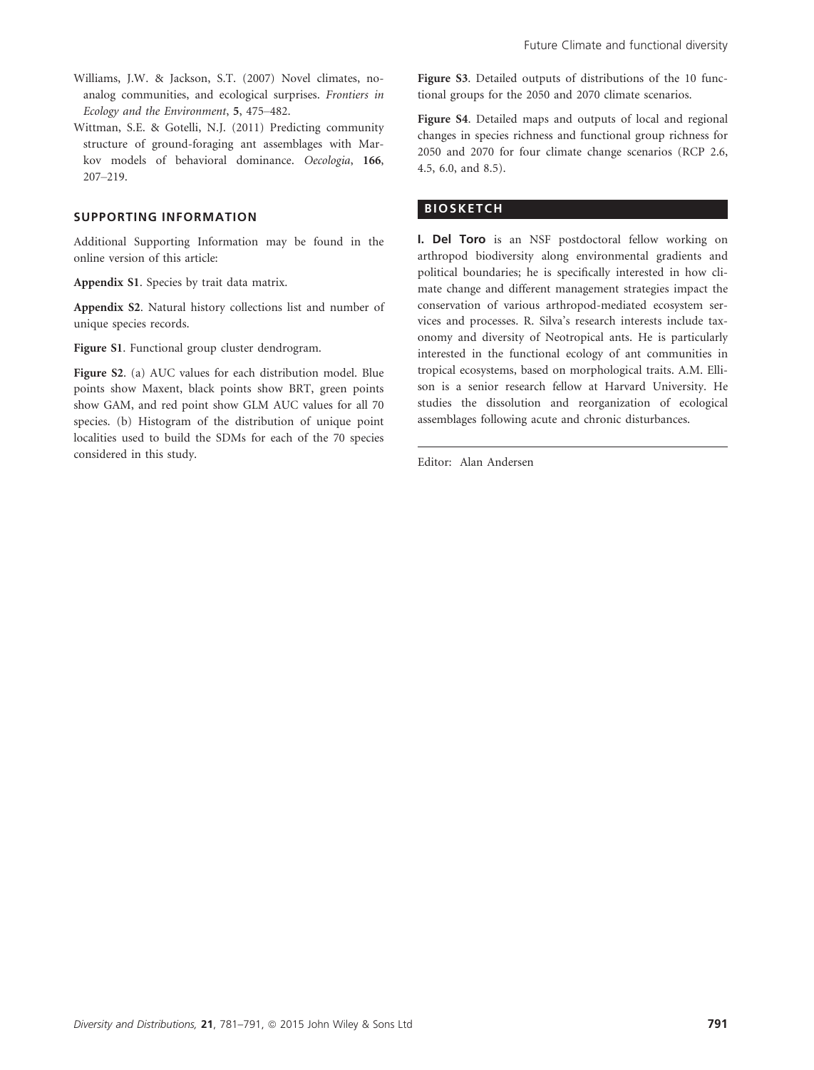Williams, J.W. & Jackson, S.T. (2007) Novel climates, no-analog communities, and ecological surprises. *Frontiers in Ecology and the Environment*, **5**, 475–482.

Wittman, S.E. & Gotelli, N.J. (2011) Predicting community structure of ground-foraging ant assemblages with Markov models of behavioral dominance. *Oecologia*, **166**, 207–219.

## SUPPORTING INFORMATION

Additional Supporting Information may be found in the online version of this article:

**Appendix S1**. Species by trait data matrix.

**Appendix S2**. Natural history collections list and number of unique species records.

**Figure S1**. Functional group cluster dendrogram.

**Figure S2**. (a) AUC values for each distribution model. Blue points show Maxent, black points show BRT, green points show GAM, and red point show GLM AUC values for all 70 species. (b) Histogram of the distribution of unique point localities used to build the SDMs for each of the 70 species considered in this study.

**Figure S3**. Detailed outputs of distributions of the 10 functional groups for the 2050 and 2070 climate scenarios.

**Figure S4**. Detailed maps and outputs of local and regional changes in species richness and functional group richness for 2050 and 2070 for four climate change scenarios (RCP 2.6, 4.5, 6.0, and 8.5).

## BIOSKETCH

**I. Del Toro** is an NSF postdoctoral fellow working on arthropod biodiversity along environmental gradients and political boundaries; he is specifically interested in how climate change and different management strategies impact the conservation of various arthropod-mediated ecosystem services and processes. R. Silva's research interests include taxonomy and diversity of Neotropical ants. He is particularly interested in the functional ecology of ant communities in tropical ecosystems, based on morphological traits. A.M. Ellison is a senior research fellow at Harvard University. He studies the dissolution and reorganization of ecological assemblages following acute and chronic disturbances.

Editor: Alan Andersen